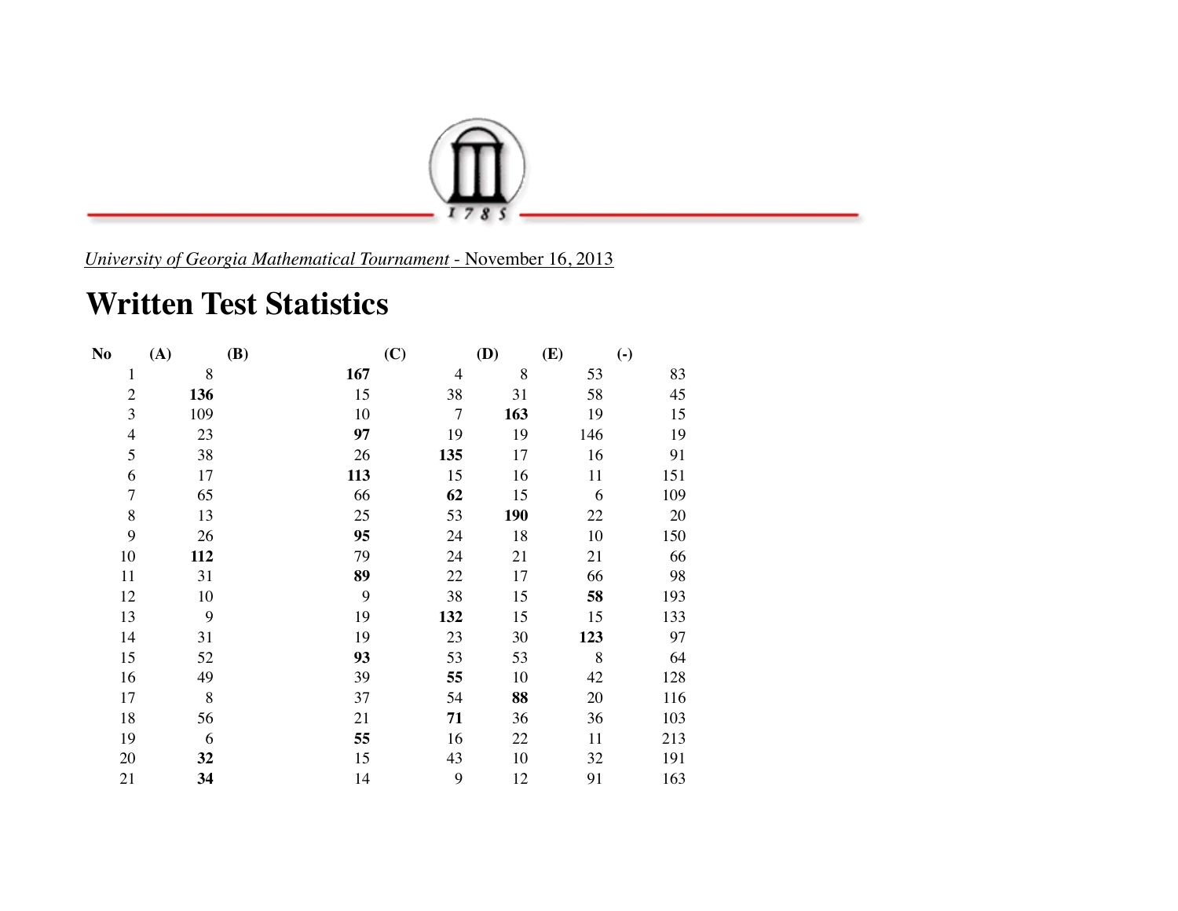*University of Georgia Mathematical Tournament* - November 16, 2013

# Written Test Statistics

| No | (A) | (B) | (C) | (D) | (E) | (-) |
|---|---|---|---|---|---|---|
| 1 | 8 | **167** | 4 | 8 | 53 | 83 |
| 2 | **136** | 15 | 38 | 31 | 58 | 45 |
| 3 | 109 | 10 | 7 | **163** | 19 | 15 |
| 4 | 23 | **97** | 19 | 19 | 146 | 19 |
| 5 | 38 | 26 | **135** | 17 | 16 | 91 |
| 6 | 17 | **113** | 15 | 16 | 11 | 151 |
| 7 | 65 | 66 | **62** | 15 | 6 | 109 |
| 8 | 13 | 25 | 53 | **190** | 22 | 20 |
| 9 | 26 | **95** | 24 | 18 | 10 | 150 |
| 10 | **112** | 79 | 24 | 21 | 21 | 66 |
| 11 | 31 | **89** | 22 | 17 | 66 | 98 |
| 12 | 10 | 9 | 38 | 15 | **58** | 193 |
| 13 | 9 | 19 | **132** | 15 | 15 | 133 |
| 14 | 31 | 19 | 23 | 30 | **123** | 97 |
| 15 | 52 | **93** | 53 | 53 | 8 | 64 |
| 16 | 49 | 39 | **55** | 10 | 42 | 128 |
| 17 | 8 | 37 | 54 | **88** | 20 | 116 |
| 18 | 56 | 21 | **71** | 36 | 36 | 103 |
| 19 | 6 | **55** | 16 | 22 | 11 | 213 |
| 20 | **32** | 15 | 43 | 10 | 32 | 191 |
| 21 | **34** | 14 | 9 | 12 | 91 | 163 |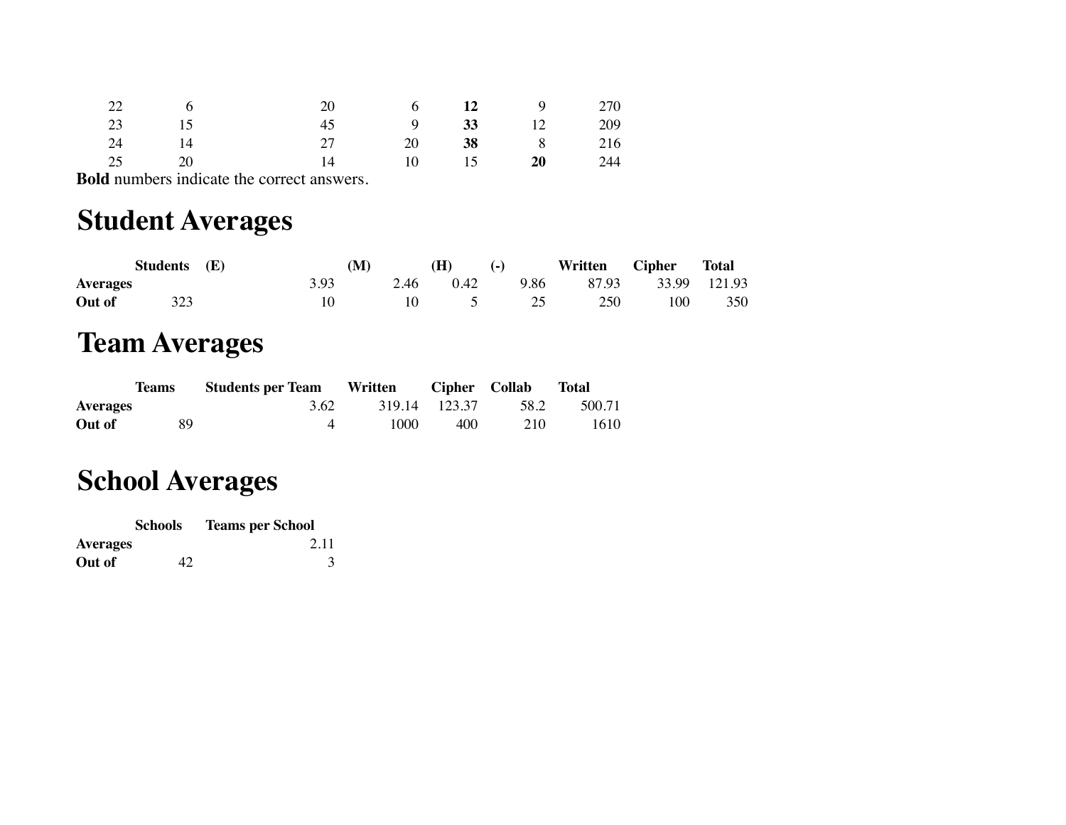| | | | | | | |
|---|---|---|---|---|---|---|
| 22 | 6 | 20 | 6 | **12** | 9 | 270 |
| 23 | 15 | 45 | 9 | **33** | 12 | 209 |
| 24 | 14 | 27 | 20 | **38** | 8 | 216 |
| 25 | 20 | 14 | 10 | 15 | **20** | 244 |

**Bold** numbers indicate the correct answers.

# Student Averages

| | Students | (E) | (M) | (H) | (-) | Written | Cipher | Total |
|---|---|---|---|---|---|---|---|---|
| **Averages** | | 3.93 | 2.46 | 0.42 | 9.86 | 87.93 | 33.99 | 121.93 |
| **Out of** | 323 | 10 | 10 | 5 | 25 | 250 | 100 | 350 |

# Team Averages

| | Teams | Students per Team | Written | Cipher | Collab | Total |
|---|---|---|---|---|---|---|
| **Averages** | | 3.62 | 319.14 | 123.37 | 58.2 | 500.71 |
| **Out of** | 89 | 4 | 1000 | 400 | 210 | 1610 |

# School Averages

| | Schools | Teams per School |
|---|---|---|
| **Averages** | | 2.11 |
| **Out of** | 42 | 3 |